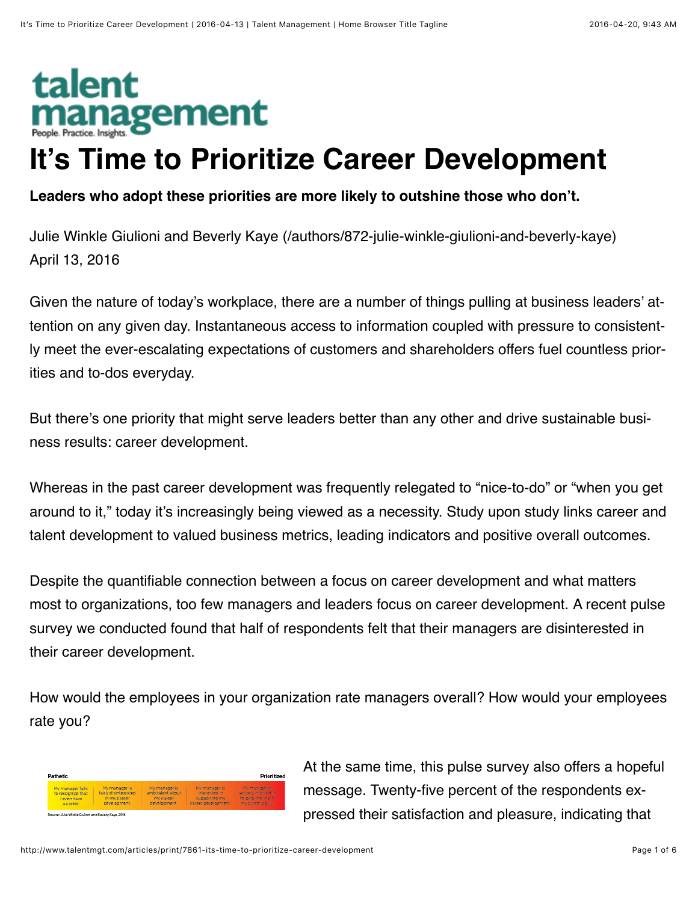talent management
People. Practice. Insights.

# It's Time to Prioritize Career Development

**Leaders who adopt these priorities are more likely to outshine those who don't.**

Julie Winkle Giulioni and Beverly Kaye (/authors/872-julie-winkle-giulioni-and-beverly-kaye)
April 13, 2016

Given the nature of today's workplace, there are a number of things pulling at business leaders' attention on any given day. Instantaneous access to information coupled with pressure to consistently meet the ever-escalating expectations of customers and shareholders offers fuel countless priorities and to-dos everyday.

But there's one priority that might serve leaders better than any other and drive sustainable business results: career development.

Whereas in the past career development was frequently relegated to "nice-to-do" or "when you get around to it," today it's increasingly being viewed as a necessity. Study upon study links career and talent development to valued business metrics, leading indicators and positive overall outcomes.

Despite the quantifiable connection between a focus on career development and what matters most to organizations, too few managers and leaders focus on career development. A recent pulse survey we conducted found that half of respondents felt that their managers are disinterested in their career development.

How would the employees in your organization rate managers overall? How would your employees rate you?

| Pathetic | | | | Prioritized |
|---|---|---|---|---|
| My manager fails to recognize that I even have a career. | My manager is fairly disinterested in my career development. | My manager is ambivalent about my career development. | My manager is interested in supporting my career development. | My manager is actively engaged in helping me with my career goals. |

Source: Julie Winkle Giulioni and Beverly Kaye, 2016

At the same time, this pulse survey also offers a hopeful message. Twenty-five percent of the respondents expressed their satisfaction and pleasure, indicating that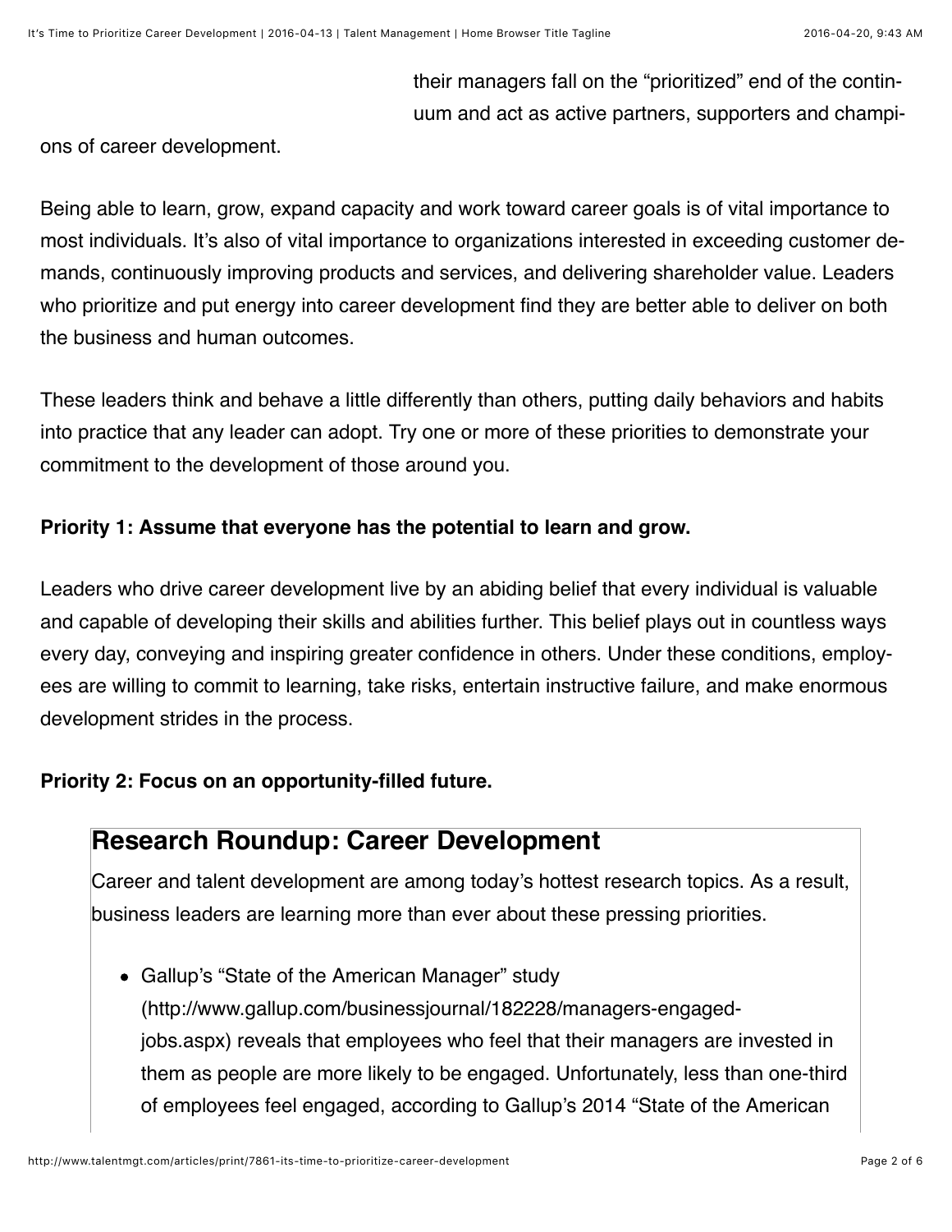their managers fall on the "prioritized" end of the continuum and act as active partners, supporters and champions of career development.

Being able to learn, grow, expand capacity and work toward career goals is of vital importance to most individuals. It's also of vital importance to organizations interested in exceeding customer demands, continuously improving products and services, and delivering shareholder value. Leaders who prioritize and put energy into career development find they are better able to deliver on both the business and human outcomes.

These leaders think and behave a little differently than others, putting daily behaviors and habits into practice that any leader can adopt. Try one or more of these priorities to demonstrate your commitment to the development of those around you.

**Priority 1: Assume that everyone has the potential to learn and grow.**

Leaders who drive career development live by an abiding belief that every individual is valuable and capable of developing their skills and abilities further. This belief plays out in countless ways every day, conveying and inspiring greater confidence in others. Under these conditions, employees are willing to commit to learning, take risks, entertain instructive failure, and make enormous development strides in the process.

**Priority 2: Focus on an opportunity-filled future.**

## Research Roundup: Career Development

Career and talent development are among today's hottest research topics. As a result, business leaders are learning more than ever about these pressing priorities.

- Gallup's "State of the American Manager" study (http://www.gallup.com/businessjournal/182228/managers-engaged-jobs.aspx) reveals that employees who feel that their managers are invested in them as people are more likely to be engaged. Unfortunately, less than one-third of employees feel engaged, according to Gallup's 2014 "State of the American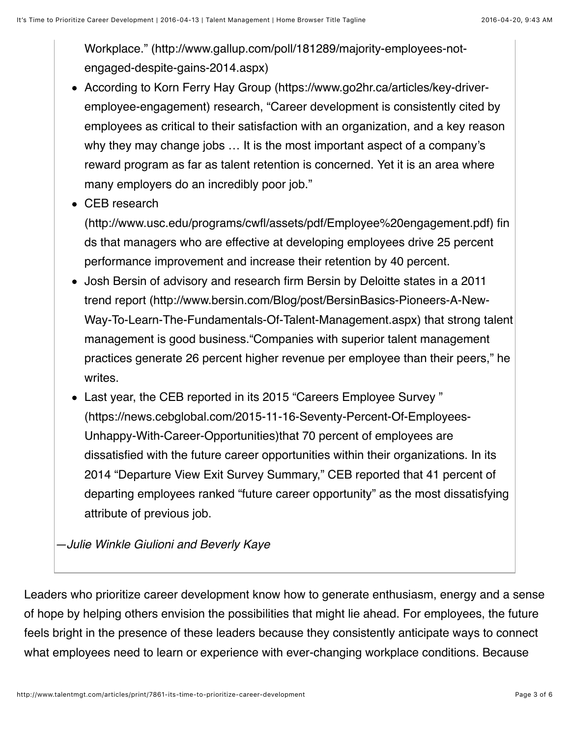Workplace." (http://www.gallup.com/poll/181289/majority-employees-not-engaged-despite-gains-2014.aspx)

- According to Korn Ferry Hay Group (https://www.go2hr.ca/articles/key-driver-employee-engagement) research, "Career development is consistently cited by employees as critical to their satisfaction with an organization, and a key reason why they may change jobs … It is the most important aspect of a company's reward program as far as talent retention is concerned. Yet it is an area where many employers do an incredibly poor job."
- CEB research (http://www.usc.edu/programs/cwfl/assets/pdf/Employee%20engagement.pdf) finds that managers who are effective at developing employees drive 25 percent performance improvement and increase their retention by 40 percent.
- Josh Bersin of advisory and research firm Bersin by Deloitte states in a 2011 trend report (http://www.bersin.com/Blog/post/BersinBasics-Pioneers-A-New-Way-To-Learn-The-Fundamentals-Of-Talent-Management.aspx) that strong talent management is good business."Companies with superior talent management practices generate 26 percent higher revenue per employee than their peers," he writes.
- Last year, the CEB reported in its 2015 "Careers Employee Survey " (https://news.cebglobal.com/2015-11-16-Seventy-Percent-Of-Employees-Unhappy-With-Career-Opportunities)that 70 percent of employees are dissatisfied with the future career opportunities within their organizations. In its 2014 "Departure View Exit Survey Summary," CEB reported that 41 percent of departing employees ranked "future career opportunity" as the most dissatisfying attribute of previous job.

*—Julie Winkle Giulioni and Beverly Kaye*

Leaders who prioritize career development know how to generate enthusiasm, energy and a sense of hope by helping others envision the possibilities that might lie ahead. For employees, the future feels bright in the presence of these leaders because they consistently anticipate ways to connect what employees need to learn or experience with ever-changing workplace conditions. Because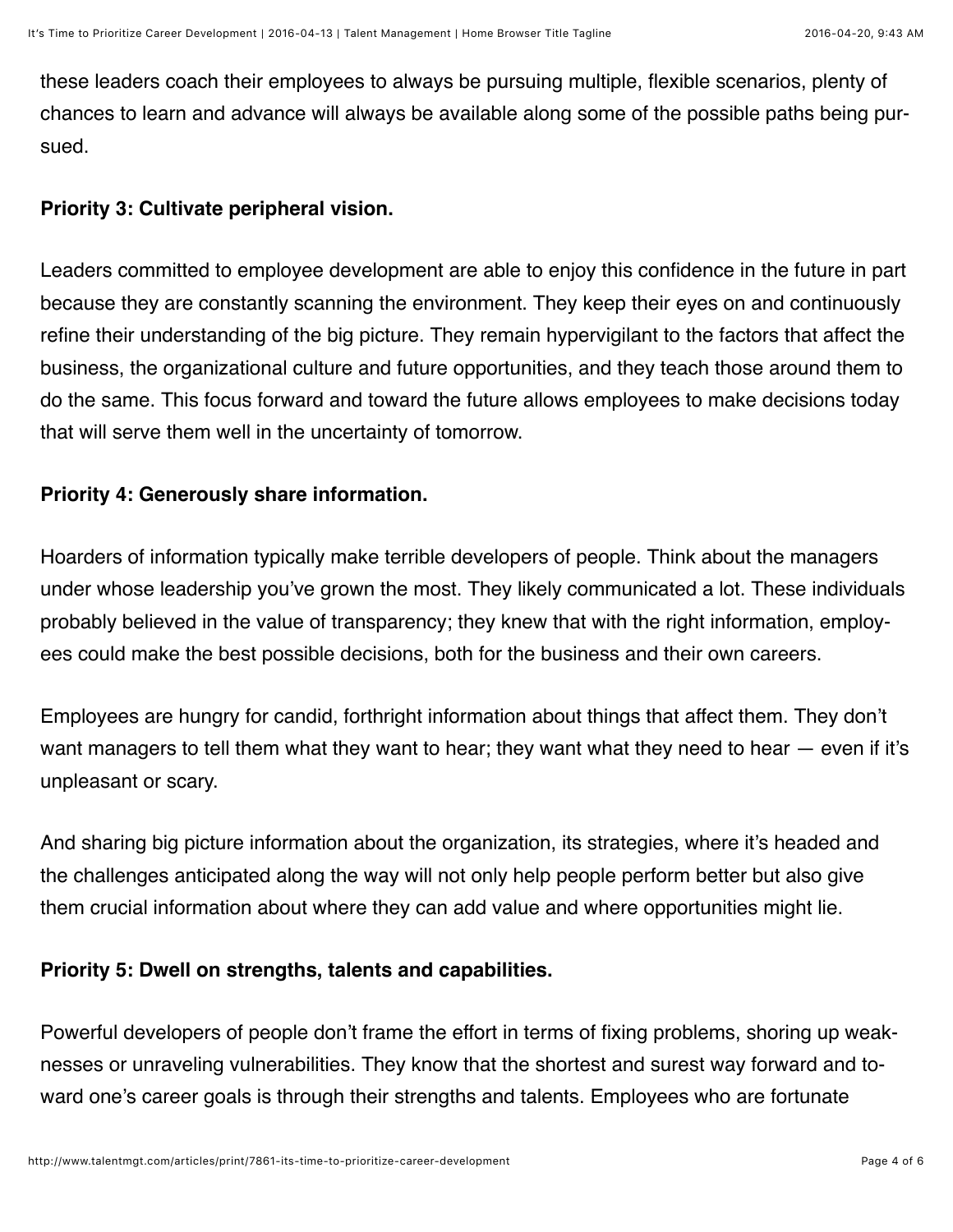these leaders coach their employees to always be pursuing multiple, flexible scenarios, plenty of chances to learn and advance will always be available along some of the possible paths being pursued.

**Priority 3: Cultivate peripheral vision.**

Leaders committed to employee development are able to enjoy this confidence in the future in part because they are constantly scanning the environment. They keep their eyes on and continuously refine their understanding of the big picture. They remain hypervigilant to the factors that affect the business, the organizational culture and future opportunities, and they teach those around them to do the same. This focus forward and toward the future allows employees to make decisions today that will serve them well in the uncertainty of tomorrow.

**Priority 4: Generously share information.**

Hoarders of information typically make terrible developers of people. Think about the managers under whose leadership you've grown the most. They likely communicated a lot. These individuals probably believed in the value of transparency; they knew that with the right information, employees could make the best possible decisions, both for the business and their own careers.

Employees are hungry for candid, forthright information about things that affect them. They don't want managers to tell them what they want to hear; they want what they need to hear — even if it's unpleasant or scary.

And sharing big picture information about the organization, its strategies, where it's headed and the challenges anticipated along the way will not only help people perform better but also give them crucial information about where they can add value and where opportunities might lie.

**Priority 5: Dwell on strengths, talents and capabilities.**

Powerful developers of people don't frame the effort in terms of fixing problems, shoring up weaknesses or unraveling vulnerabilities. They know that the shortest and surest way forward and toward one's career goals is through their strengths and talents. Employees who are fortunate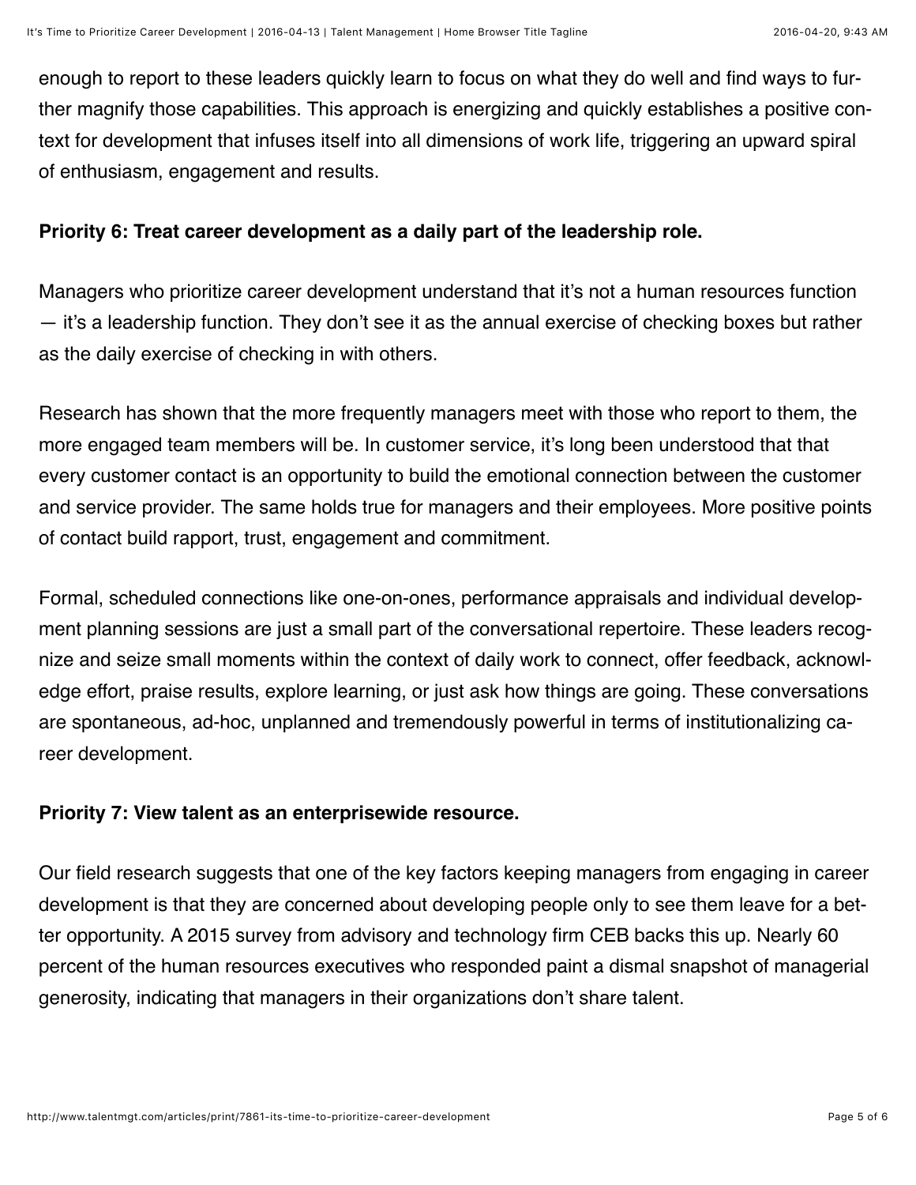enough to report to these leaders quickly learn to focus on what they do well and find ways to further magnify those capabilities. This approach is energizing and quickly establishes a positive context for development that infuses itself into all dimensions of work life, triggering an upward spiral of enthusiasm, engagement and results.

**Priority 6: Treat career development as a daily part of the leadership role.**

Managers who prioritize career development understand that it's not a human resources function — it's a leadership function. They don't see it as the annual exercise of checking boxes but rather as the daily exercise of checking in with others.

Research has shown that the more frequently managers meet with those who report to them, the more engaged team members will be. In customer service, it's long been understood that that every customer contact is an opportunity to build the emotional connection between the customer and service provider. The same holds true for managers and their employees. More positive points of contact build rapport, trust, engagement and commitment.

Formal, scheduled connections like one-on-ones, performance appraisals and individual development planning sessions are just a small part of the conversational repertoire. These leaders recognize and seize small moments within the context of daily work to connect, offer feedback, acknowledge effort, praise results, explore learning, or just ask how things are going. These conversations are spontaneous, ad-hoc, unplanned and tremendously powerful in terms of institutionalizing career development.

**Priority 7: View talent as an enterprisewide resource.**

Our field research suggests that one of the key factors keeping managers from engaging in career development is that they are concerned about developing people only to see them leave for a better opportunity. A 2015 survey from advisory and technology firm CEB backs this up. Nearly 60 percent of the human resources executives who responded paint a dismal snapshot of managerial generosity, indicating that managers in their organizations don't share talent.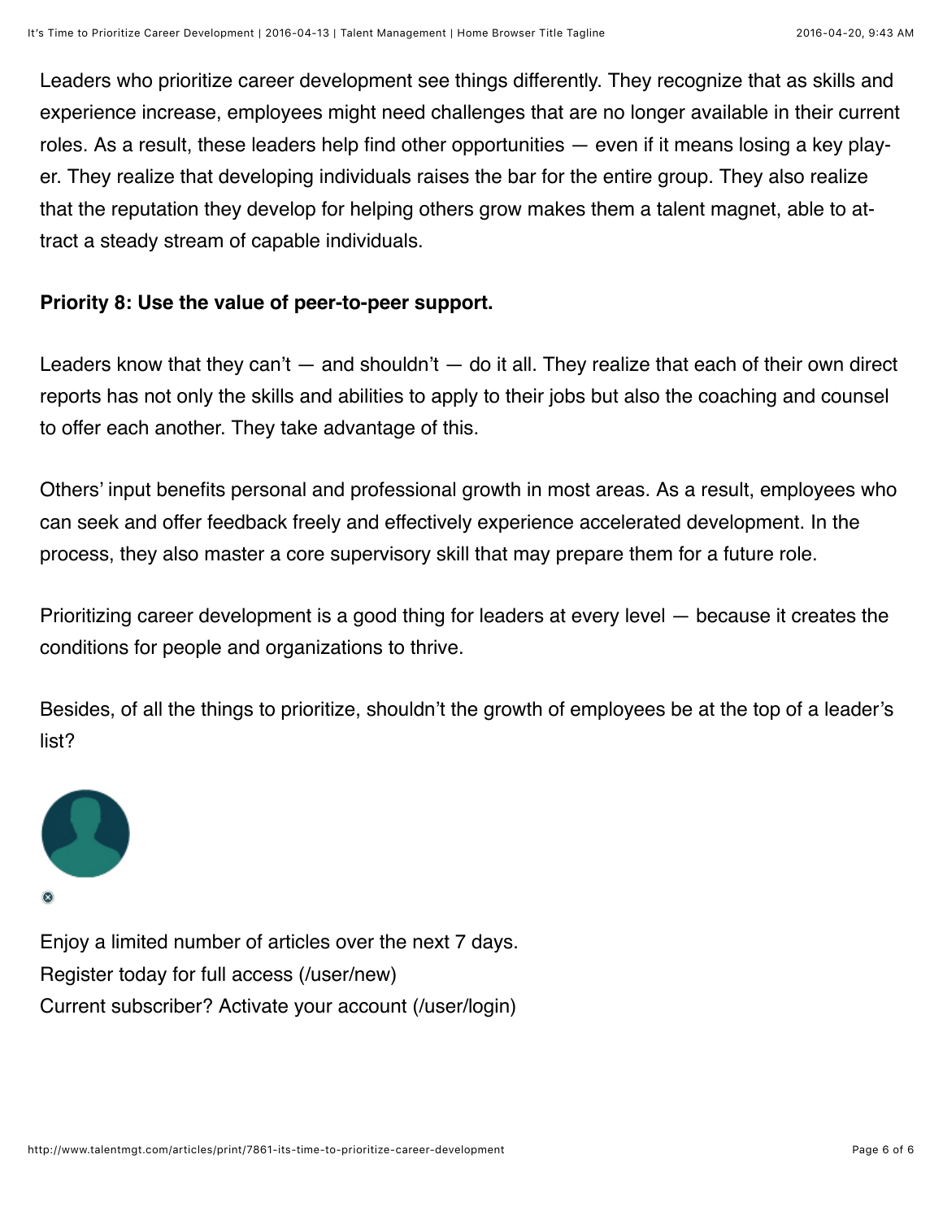Leaders who prioritize career development see things differently. They recognize that as skills and experience increase, employees might need challenges that are no longer available in their current roles. As a result, these leaders help find other opportunities — even if it means losing a key player. They realize that developing individuals raises the bar for the entire group. They also realize that the reputation they develop for helping others grow makes them a talent magnet, able to attract a steady stream of capable individuals.

**Priority 8: Use the value of peer-to-peer support.**

Leaders know that they can't — and shouldn't — do it all. They realize that each of their own direct reports has not only the skills and abilities to apply to their jobs but also the coaching and counsel to offer each another. They take advantage of this.

Others' input benefits personal and professional growth in most areas. As a result, employees who can seek and offer feedback freely and effectively experience accelerated development. In the process, they also master a core supervisory skill that may prepare them for a future role.

Prioritizing career development is a good thing for leaders at every level — because it creates the conditions for people and organizations to thrive.

Besides, of all the things to prioritize, shouldn't the growth of employees be at the top of a leader's list?

Enjoy a limited number of articles over the next 7 days.
Register today for full access (/user/new)
Current subscriber? Activate your account (/user/login)